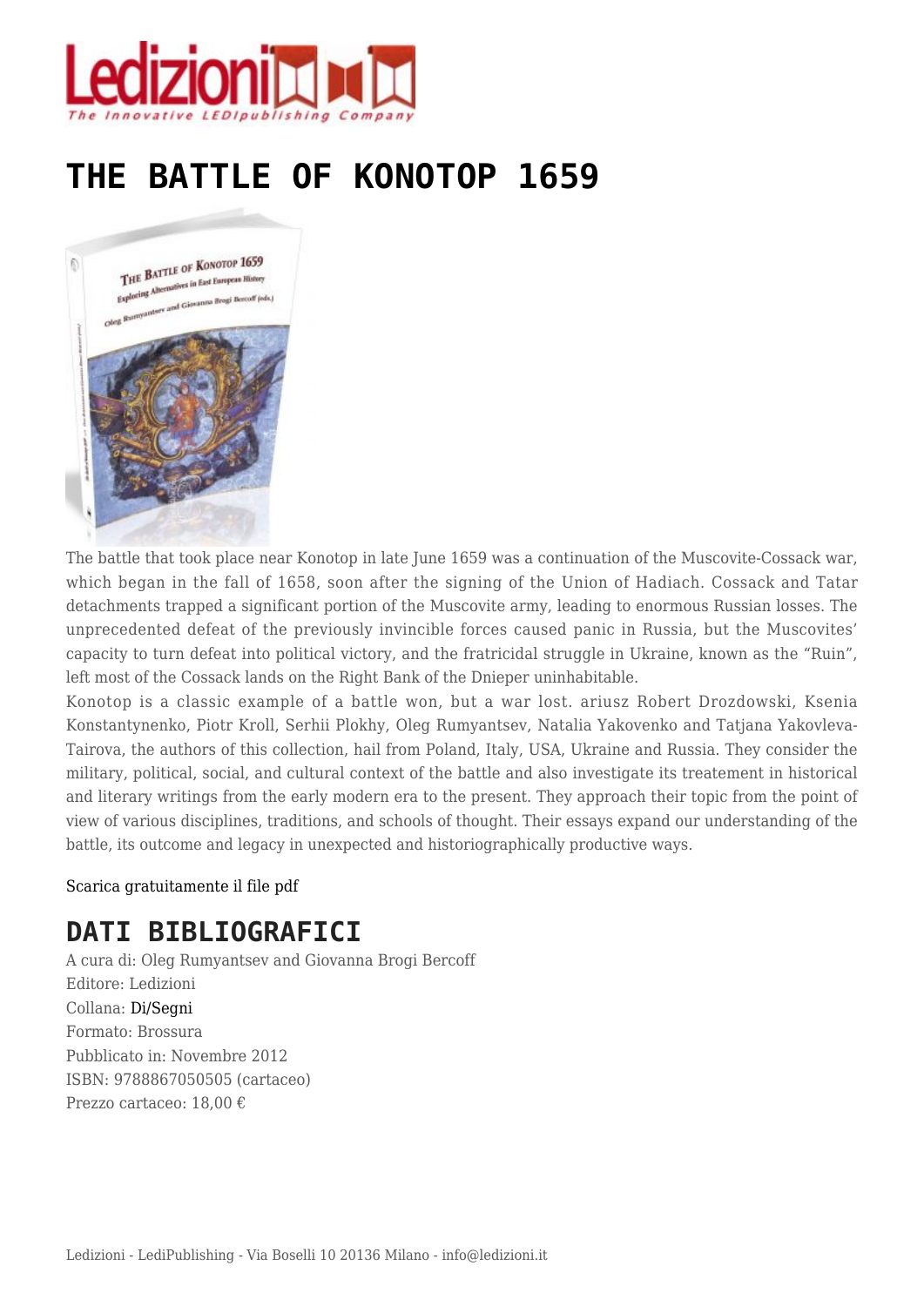# THE BATTLE OF KONOTOP 1659

The battle that took place near Konotop in late June 1659 was a continuation of the Muscovite-Cossack war, which began in the fall of 1658, soon after the signing of the Union of Hadiach. Cossack and Tatar detachments trapped a significant portion of the Muscovite army, leading to enormous Russian losses. The unprecedented defeat of the previously invincible forces caused panic in Russia, but the Muscovites' capacity to turn defeat into political victory, and the fratricidal struggle in Ukraine, known as the "Ruin", left most of the Cossack lands on the Right Bank of the Dnieper uninhabitable.

Konotop is a classic example of a battle won, but a war lost. ariusz Robert Drozdowski, Ksenia Konstantynenko, Piotr Kroll, Serhii Plokhy, Oleg Rumyantsev, Natalia Yakovenko and Tatjana Yakovleva-Tairova, the authors of this collection, hail from Poland, Italy, USA, Ukraine and Russia. They consider the military, political, social, and cultural context of the battle and also investigate its treatement in historical and literary writings from the early modern era to the present. They approach their topic from the point of view of various disciplines, traditions, and schools of thought. Their essays expand our understanding of the battle, its outcome and legacy in unexpected and historiographically productive ways.

Scarica gratuitamente il file pdf

## DATI BIBLIOGRAFICI

A cura di: Oleg Rumyantsev and Giovanna Brogi Bercoff
Editore: Ledizioni
Collana: Di/Segni
Formato: Brossura
Pubblicato in: Novembre 2012
ISBN: 9788867050505 (cartaceo)
Prezzo cartaceo: 18,00 €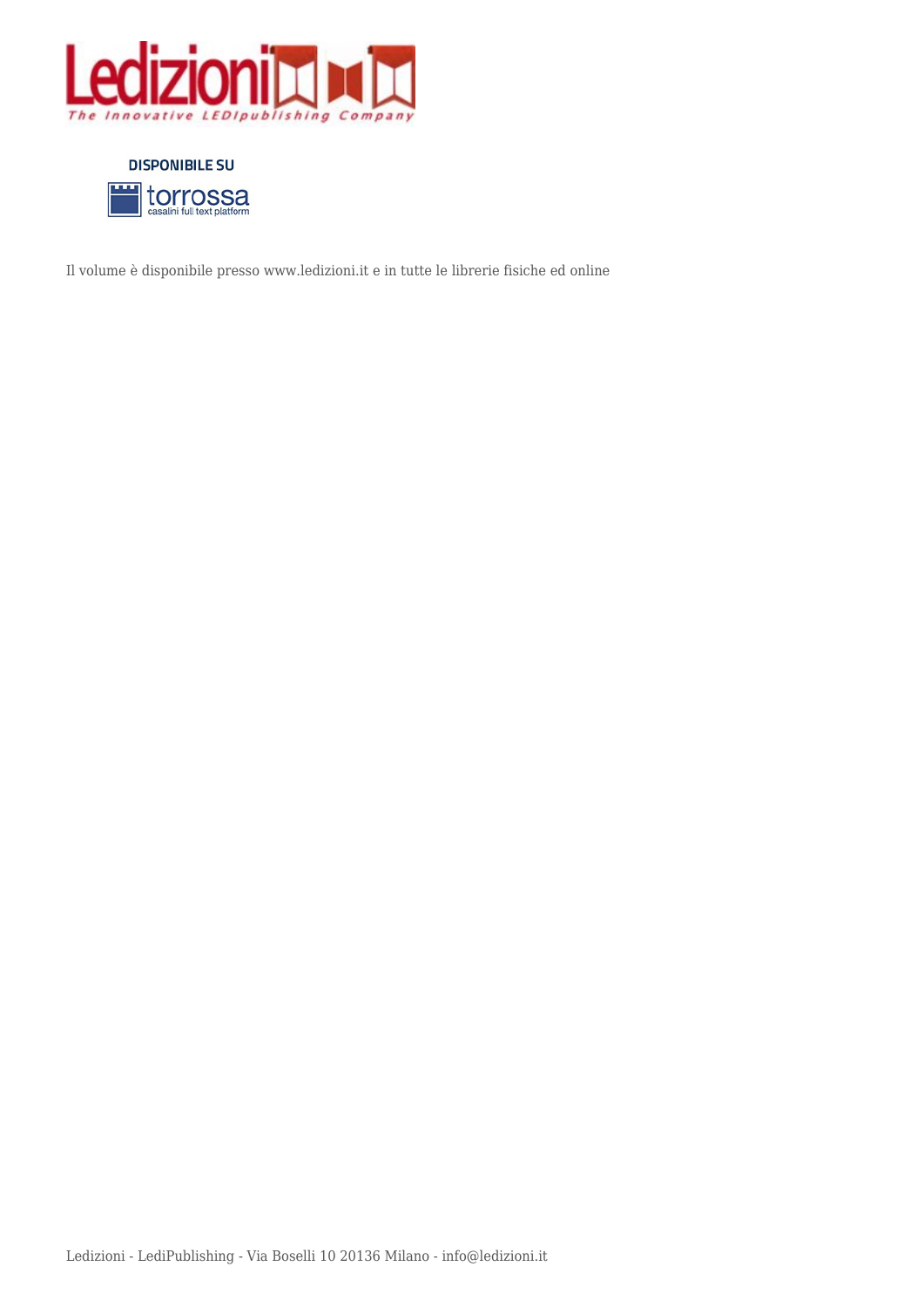Ledizioni
The Innovative LEDIpublishing Company

DISPONIBILE SU

torrossa
casalini full text platform

Il volume è disponibile presso www.ledizioni.it e in tutte le librerie fisiche ed online

Ledizioni - LediPublishing - Via Boselli 10 20136 Milano - info@ledizioni.it